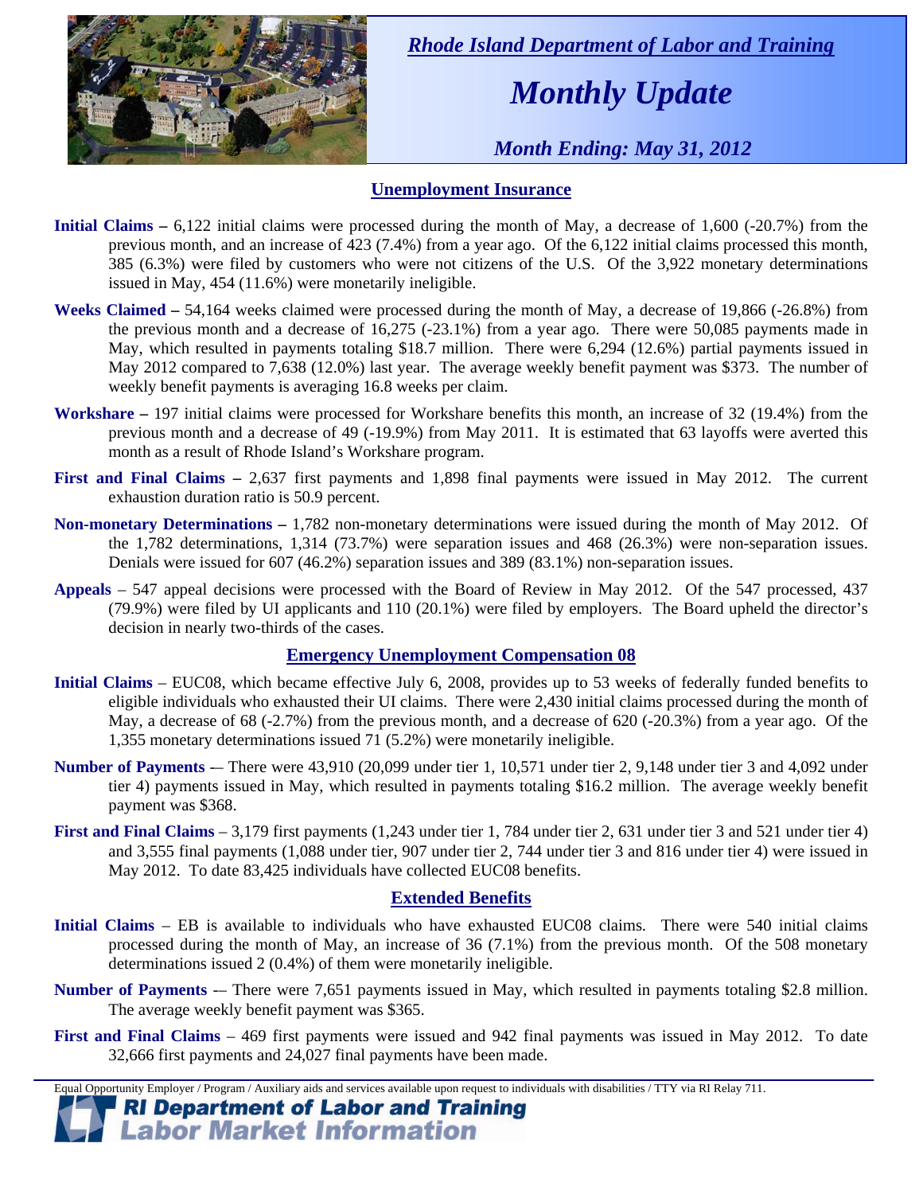*Rhode Island Department of Labor and Training*

# *Monthly Update*

*Month Ending: May 31, 2012*

## Unemployment Insurance

**Initial Claims –** 6,122 initial claims were processed during the month of May, a decrease of 1,600 (-20.7%) from the previous month, and an increase of 423 (7.4%) from a year ago. Of the 6,122 initial claims processed this month, 385 (6.3%) were filed by customers who were not citizens of the U.S. Of the 3,922 monetary determinations issued in May, 454 (11.6%) were monetarily ineligible.

**Weeks Claimed –** 54,164 weeks claimed were processed during the month of May, a decrease of 19,866 (-26.8%) from the previous month and a decrease of 16,275 (-23.1%) from a year ago. There were 50,085 payments made in May, which resulted in payments totaling $18.7 million. There were 6,294 (12.6%) partial payments issued in May 2012 compared to 7,638 (12.0%) last year. The average weekly benefit payment was $373. The number of weekly benefit payments is averaging 16.8 weeks per claim.

**Workshare –** 197 initial claims were processed for Workshare benefits this month, an increase of 32 (19.4%) from the previous month and a decrease of 49 (-19.9%) from May 2011. It is estimated that 63 layoffs were averted this month as a result of Rhode Island's Workshare program.

**First and Final Claims –** 2,637 first payments and 1,898 final payments were issued in May 2012. The current exhaustion duration ratio is 50.9 percent.

**Non-monetary Determinations –** 1,782 non-monetary determinations were issued during the month of May 2012. Of the 1,782 determinations, 1,314 (73.7%) were separation issues and 468 (26.3%) were non-separation issues. Denials were issued for 607 (46.2%) separation issues and 389 (83.1%) non-separation issues.

**Appeals** – 547 appeal decisions were processed with the Board of Review in May 2012. Of the 547 processed, 437 (79.9%) were filed by UI applicants and 110 (20.1%) were filed by employers. The Board upheld the director's decision in nearly two-thirds of the cases.

## Emergency Unemployment Compensation 08

**Initial Claims** – EUC08, which became effective July 6, 2008, provides up to 53 weeks of federally funded benefits to eligible individuals who exhausted their UI claims. There were 2,430 initial claims processed during the month of May, a decrease of 68 (-2.7%) from the previous month, and a decrease of 620 (-20.3%) from a year ago. Of the 1,355 monetary determinations issued 71 (5.2%) were monetarily ineligible.

**Number of Payments** -– There were 43,910 (20,099 under tier 1, 10,571 under tier 2, 9,148 under tier 3 and 4,092 under tier 4) payments issued in May, which resulted in payments totaling $16.2 million. The average weekly benefit payment was $368.

**First and Final Claims** – 3,179 first payments (1,243 under tier 1, 784 under tier 2, 631 under tier 3 and 521 under tier 4) and 3,555 final payments (1,088 under tier, 907 under tier 2, 744 under tier 3 and 816 under tier 4) were issued in May 2012. To date 83,425 individuals have collected EUC08 benefits.

## Extended Benefits

**Initial Claims** – EB is available to individuals who have exhausted EUC08 claims. There were 540 initial claims processed during the month of May, an increase of 36 (7.1%) from the previous month. Of the 508 monetary determinations issued 2 (0.4%) of them were monetarily ineligible.

**Number of Payments** -– There were 7,651 payments issued in May, which resulted in payments totaling $2.8 million. The average weekly benefit payment was $365.

**First and Final Claims** – 469 first payments were issued and 942 final payments was issued in May 2012. To date 32,666 first payments and 24,027 final payments have been made.

Equal Opportunity Employer / Program / Auxiliary aids and services available upon request to individuals with disabilities / TTY via RI Relay 711.

**RI Department of Labor and Training**
**Labor Market Information**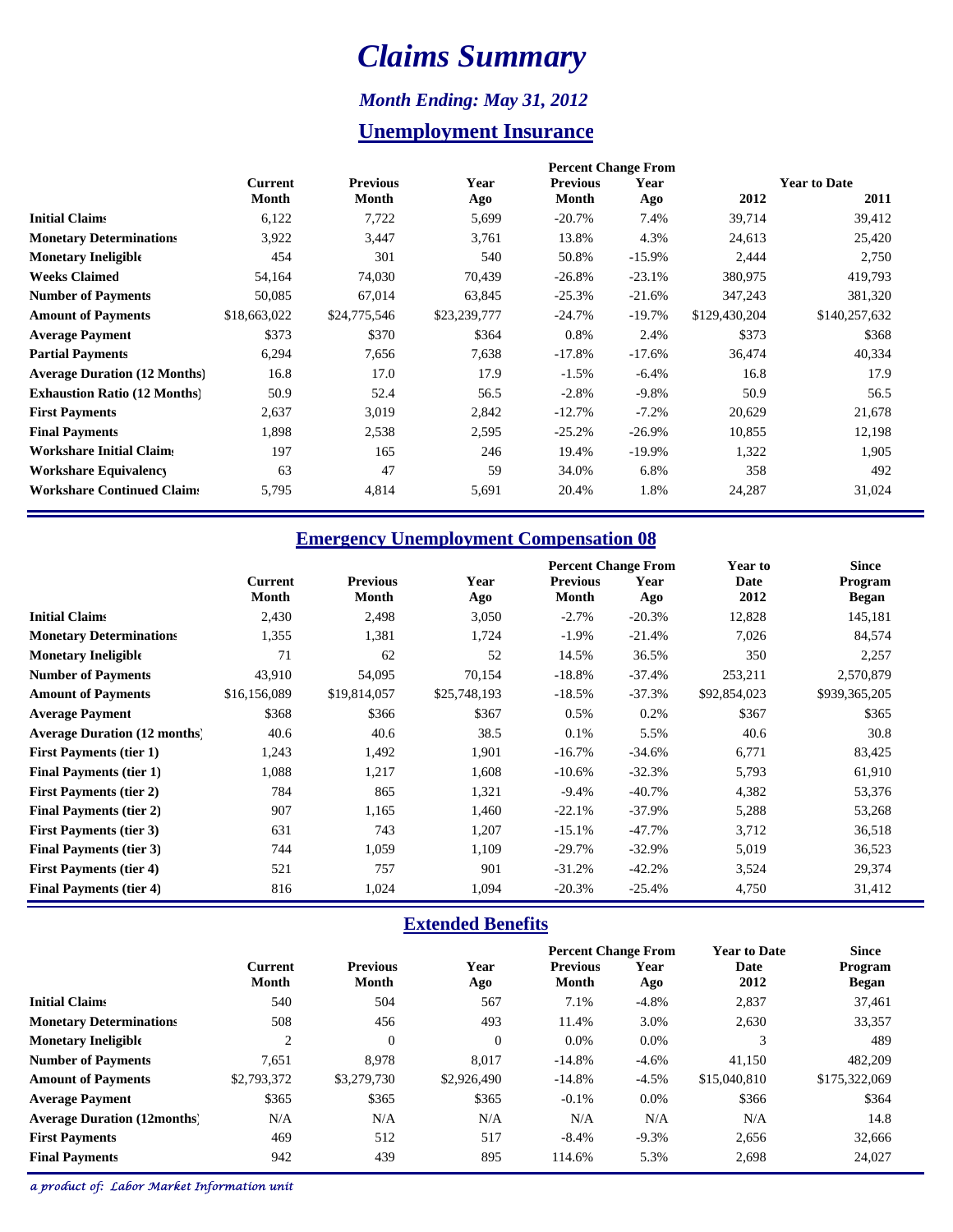# *Claims Summary*

## *Month Ending: May 31, 2012*

## Unemployment Insurance

| | Current Month | Previous Month | Year Ago | Percent Change From Previous Month | Percent Change From Year Ago | Year to Date 2012 | Year to Date 2011 |
|---|---|---|---|---|---|---|---|
| **Initial Claims** | 6,122 | 7,722 | 5,699 | -20.7% | 7.4% | 39,714 | 39,412 |
| **Monetary Determinations** | 3,922 | 3,447 | 3,761 | 13.8% | 4.3% | 24,613 | 25,420 |
| **Monetary Ineligible** | 454 | 301 | 540 | 50.8% | -15.9% | 2,444 | 2,750 |
| **Weeks Claimed** | 54,164 | 74,030 | 70,439 | -26.8% | -23.1% | 380,975 | 419,793 |
| **Number of Payments** | 50,085 | 67,014 | 63,845 | -25.3% | -21.6% | 347,243 | 381,320 |
| **Amount of Payments** | $18,663,022 | $24,775,546 | $23,239,777 | -24.7% | -19.7% | $129,430,204 | $140,257,632 |
| **Average Payment** | $373 | $370 | $364 | 0.8% | 2.4% | $373 | $368 |
| **Partial Payments** | 6,294 | 7,656 | 7,638 | -17.8% | -17.6% | 36,474 | 40,334 |
| **Average Duration (12 Months)** | 16.8 | 17.0 | 17.9 | -1.5% | -6.4% | 16.8 | 17.9 |
| **Exhaustion Ratio (12 Months)** | 50.9 | 52.4 | 56.5 | -2.8% | -9.8% | 50.9 | 56.5 |
| **First Payments** | 2,637 | 3,019 | 2,842 | -12.7% | -7.2% | 20,629 | 21,678 |
| **Final Payments** | 1,898 | 2,538 | 2,595 | -25.2% | -26.9% | 10,855 | 12,198 |
| **Workshare Initial Claims** | 197 | 165 | 246 | 19.4% | -19.9% | 1,322 | 1,905 |
| **Workshare Equivalency** | 63 | 47 | 59 | 34.0% | 6.8% | 358 | 492 |
| **Workshare Continued Claims** | 5,795 | 4,814 | 5,691 | 20.4% | 1.8% | 24,287 | 31,024 |

## Emergency Unemployment Compensation 08

| | Current Month | Previous Month | Year Ago | Percent Change From Previous Month | Percent Change From Year Ago | Year to Date 2012 | Since Program Began |
|---|---|---|---|---|---|---|---|
| **Initial Claims** | 2,430 | 2,498 | 3,050 | -2.7% | -20.3% | 12,828 | 145,181 |
| **Monetary Determinations** | 1,355 | 1,381 | 1,724 | -1.9% | -21.4% | 7,026 | 84,574 |
| **Monetary Ineligible** | 71 | 62 | 52 | 14.5% | 36.5% | 350 | 2,257 |
| **Number of Payments** | 43,910 | 54,095 | 70,154 | -18.8% | -37.4% | 253,211 | 2,570,879 |
| **Amount of Payments** | $16,156,089 | $19,814,057 | $25,748,193 | -18.5% | -37.3% | $92,854,023 | $939,365,205 |
| **Average Payment** | $368 | $366 | $367 | 0.5% | 0.2% | $367 | $365 |
| **Average Duration (12 months)** | 40.6 | 40.6 | 38.5 | 0.1% | 5.5% | 40.6 | 30.8 |
| **First Payments (tier 1)** | 1,243 | 1,492 | 1,901 | -16.7% | -34.6% | 6,771 | 83,425 |
| **Final Payments (tier 1)** | 1,088 | 1,217 | 1,608 | -10.6% | -32.3% | 5,793 | 61,910 |
| **First Payments (tier 2)** | 784 | 865 | 1,321 | -9.4% | -40.7% | 4,382 | 53,376 |
| **Final Payments (tier 2)** | 907 | 1,165 | 1,460 | -22.1% | -37.9% | 5,288 | 53,268 |
| **First Payments (tier 3)** | 631 | 743 | 1,207 | -15.1% | -47.7% | 3,712 | 36,518 |
| **Final Payments (tier 3)** | 744 | 1,059 | 1,109 | -29.7% | -32.9% | 5,019 | 36,523 |
| **First Payments (tier 4)** | 521 | 757 | 901 | -31.2% | -42.2% | 3,524 | 29,374 |
| **Final Payments (tier 4)** | 816 | 1,024 | 1,094 | -20.3% | -25.4% | 4,750 | 31,412 |

## Extended Benefits

| | Current Month | Previous Month | Year Ago | Percent Change From Previous Month | Percent Change From Year Ago | Year to Date 2012 | Since Program Began |
|---|---|---|---|---|---|---|---|
| **Initial Claims** | 540 | 504 | 567 | 7.1% | -4.8% | 2,837 | 37,461 |
| **Monetary Determinations** | 508 | 456 | 493 | 11.4% | 3.0% | 2,630 | 33,357 |
| **Monetary Ineligible** | 2 | 0 | 0 | 0.0% | 0.0% | 3 | 489 |
| **Number of Payments** | 7,651 | 8,978 | 8,017 | -14.8% | -4.6% | 41,150 | 482,209 |
| **Amount of Payments** | $2,793,372 | $3,279,730 | $2,926,490 | -14.8% | -4.5% | $15,040,810 | $175,322,069 |
| **Average Payment** | $365 | $365 | $365 | -0.1% | 0.0% | $366 | $364 |
| **Average Duration (12months)** | N/A | N/A | N/A | N/A | N/A | N/A | 14.8 |
| **First Payments** | 469 | 512 | 517 | -8.4% | -9.3% | 2,656 | 32,666 |
| **Final Payments** | 942 | 439 | 895 | 114.6% | 5.3% | 2,698 | 24,027 |

*a product of: Labor Market Information unit*